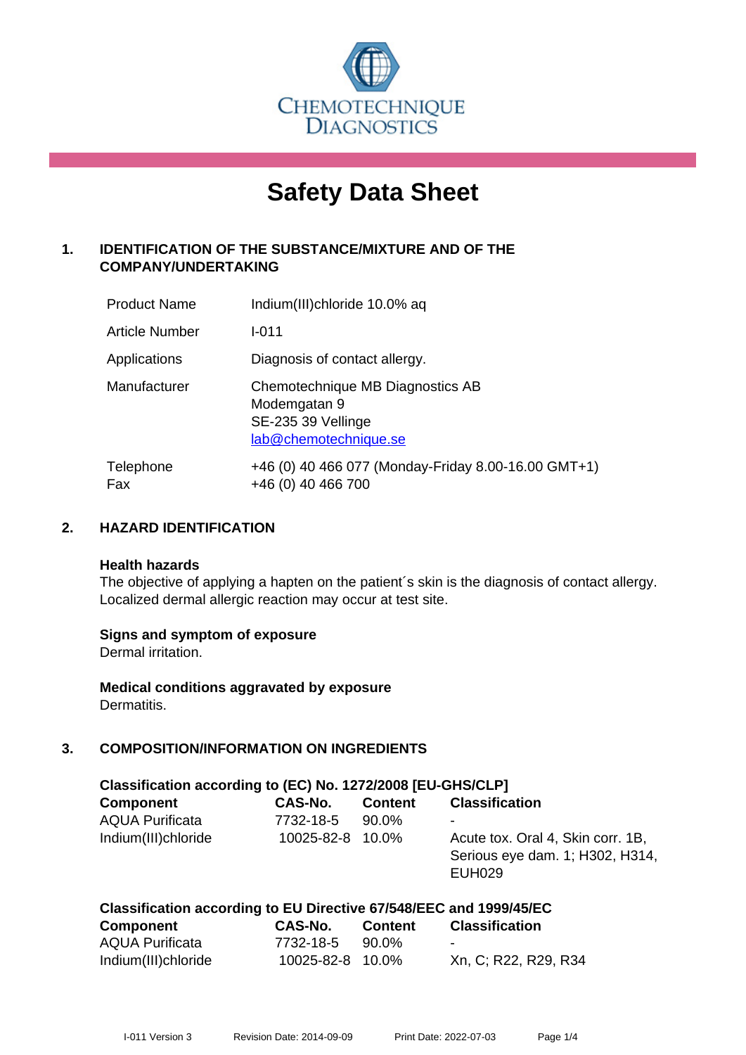CHEMOTECHNIQUE DIAGNOSTICS

# Safety Data Sheet

## 1. IDENTIFICATION OF THE SUBSTANCE/MIXTURE AND OF THE COMPANY/UNDERTAKING

| | |
|---|---|
| Product Name | Indium(III)chloride 10.0% aq |
| Article Number | I-011 |
| Applications | Diagnosis of contact allergy. |
| Manufacturer | Chemotechnique MB Diagnostics AB<br>Modemgatan 9<br>SE-235 39 Vellinge<br>lab@chemotechnique.se |
| Telephone<br>Fax | +46 (0) 40 466 077 (Monday-Friday 8.00-16.00 GMT+1)<br>+46 (0) 40 466 700 |

## 2. HAZARD IDENTIFICATION

**Health hazards**

The objective of applying a hapten on the patient´s skin is the diagnosis of contact allergy. Localized dermal allergic reaction may occur at test site.

**Signs and symptom of exposure**

Dermal irritation.

**Medical conditions aggravated by exposure**

Dermatitis.

## 3. COMPOSITION/INFORMATION ON INGREDIENTS

**Classification according to (EC) No. 1272/2008 [EU-GHS/CLP]**

| Component | CAS-No. | Content | Classification |
|---|---|---|---|
| AQUA Purificata | 7732-18-5 | 90.0% | - |
| Indium(III)chloride | 10025-82-8 | 10.0% | Acute tox. Oral 4, Skin corr. 1B, Serious eye dam. 1; H302, H314, EUH029 |

**Classification according to EU Directive 67/548/EEC and 1999/45/EC**

| Component | CAS-No. | Content | Classification |
|---|---|---|---|
| AQUA Purificata | 7732-18-5 | 90.0% | - |
| Indium(III)chloride | 10025-82-8 | 10.0% | Xn, C; R22, R29, R34 |

I-011 Version 3 Revision Date: 2014-09-09 Print Date: 2022-07-03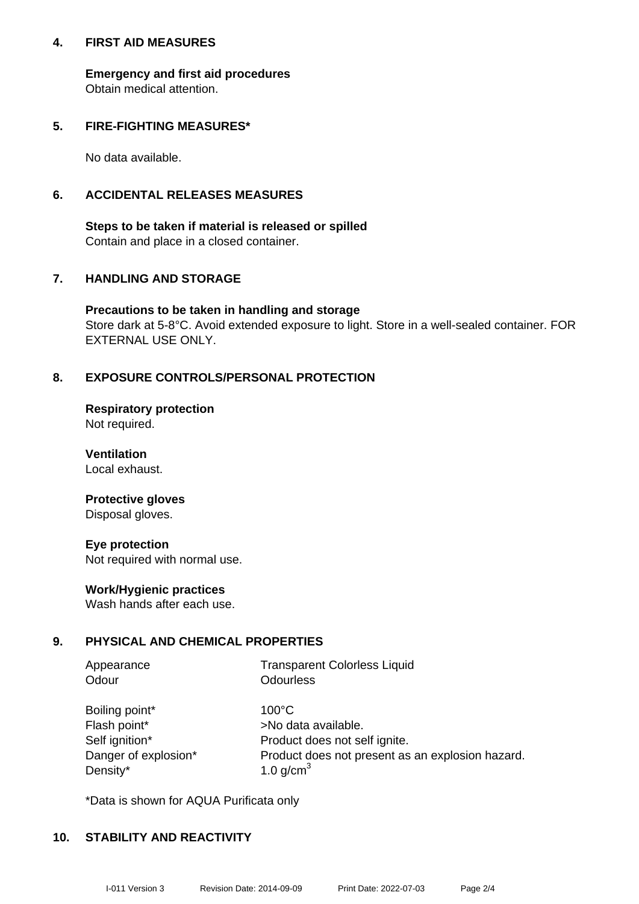## 4. FIRST AID MEASURES

**Emergency and first aid procedures**
Obtain medical attention.

## 5. FIRE-FIGHTING MEASURES*

No data available.

## 6. ACCIDENTAL RELEASES MEASURES

**Steps to be taken if material is released or spilled**
Contain and place in a closed container.

## 7. HANDLING AND STORAGE

**Precautions to be taken in handling and storage**
Store dark at 5-8°C. Avoid extended exposure to light. Store in a well-sealed container. FOR EXTERNAL USE ONLY.

## 8. EXPOSURE CONTROLS/PERSONAL PROTECTION

**Respiratory protection**
Not required.

**Ventilation**
Local exhaust.

**Protective gloves**
Disposal gloves.

**Eye protection**
Not required with normal use.

**Work/Hygienic practices**
Wash hands after each use.

## 9. PHYSICAL AND CHEMICAL PROPERTIES

| | |
|---|---|
| Appearance | Transparent Colorless Liquid |
| Odour | Odourless |
| Boiling point* | 100°C |
| Flash point* | >No data available. |
| Self ignition* | Product does not self ignite. |
| Danger of explosion* | Product does not present as an explosion hazard. |
| Density* | 1.0 g/cm$^3$ |

*Data is shown for AQUA Purificata only

## 10. STABILITY AND REACTIVITY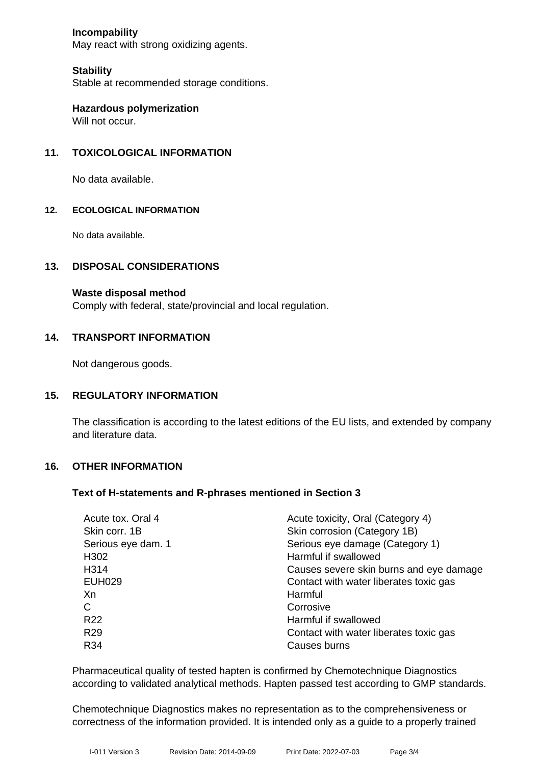**Incompability**
May react with strong oxidizing agents.

**Stability**
Stable at recommended storage conditions.

**Hazardous polymerization**
Will not occur.

## 11. TOXICOLOGICAL INFORMATION

No data available.

## 12. ECOLOGICAL INFORMATION

No data available.

## 13. DISPOSAL CONSIDERATIONS

**Waste disposal method**
Comply with federal, state/provincial and local regulation.

## 14. TRANSPORT INFORMATION

Not dangerous goods.

## 15. REGULATORY INFORMATION

The classification is according to the latest editions of the EU lists, and extended by company and literature data.

## 16. OTHER INFORMATION

### Text of H-statements and R-phrases mentioned in Section 3

| | |
|---|---|
| Acute tox. Oral 4 | Acute toxicity, Oral (Category 4) |
| Skin corr. 1B | Skin corrosion (Category 1B) |
| Serious eye dam. 1 | Serious eye damage (Category 1) |
| H302 | Harmful if swallowed |
| H314 | Causes severe skin burns and eye damage |
| EUH029 | Contact with water liberates toxic gas |
| Xn | Harmful |
| C | Corrosive |
| R22 | Harmful if swallowed |
| R29 | Contact with water liberates toxic gas |
| R34 | Causes burns |

Pharmaceutical quality of tested hapten is confirmed by Chemotechnique Diagnostics according to validated analytical methods. Hapten passed test according to GMP standards.

Chemotechnique Diagnostics makes no representation as to the comprehensiveness or correctness of the information provided. It is intended only as a guide to a properly trained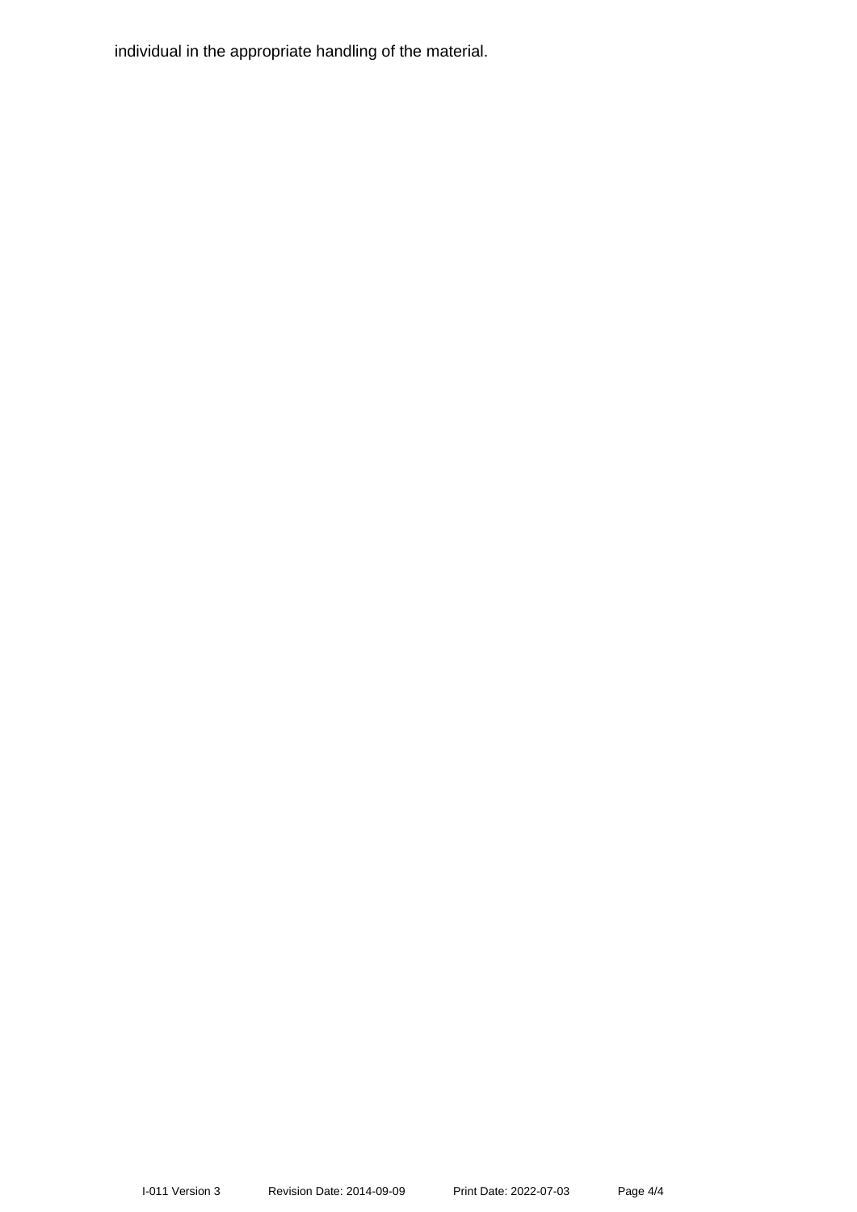individual in the appropriate handling of the material.